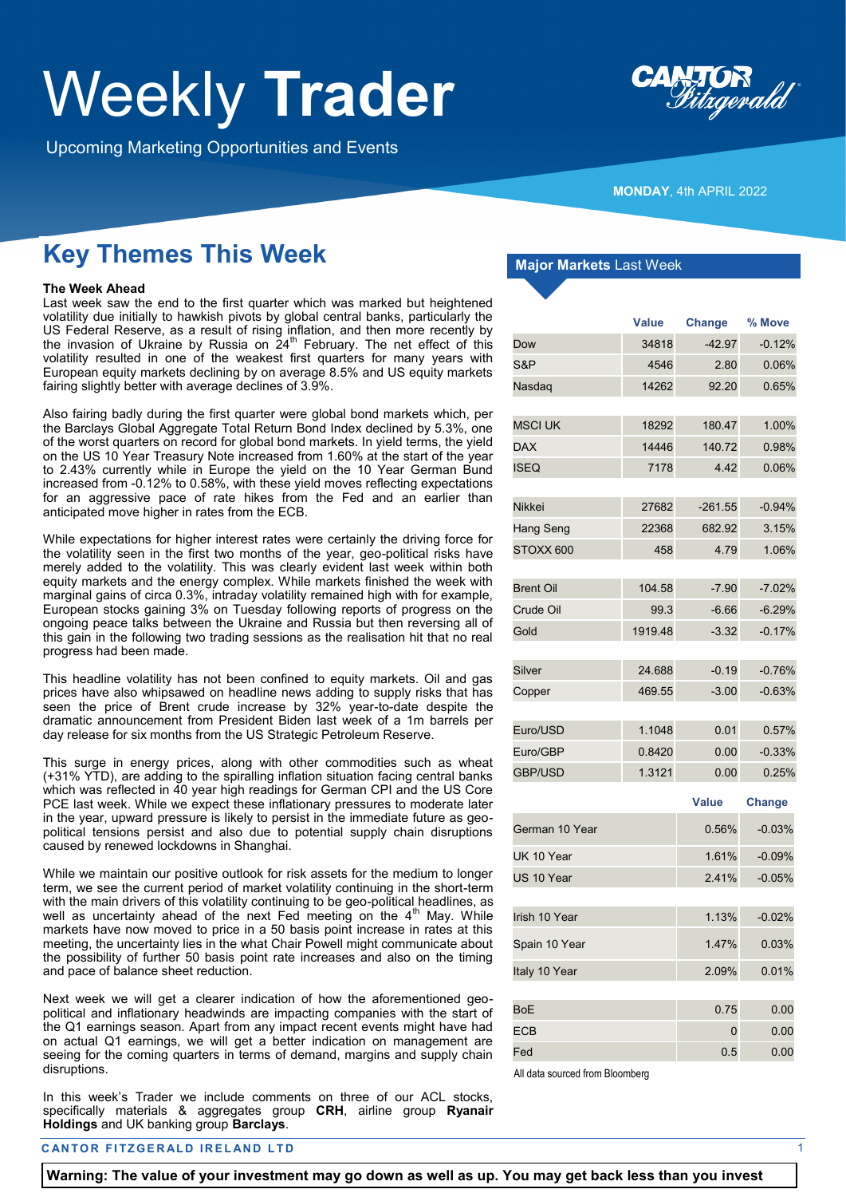# Weekly Trader

Upcoming Marketing Opportunities and Events

**MONDAY**, 4th APRIL 2022

## Key Themes This Week

**The Week Ahead**

Last week saw the end to the first quarter which was marked but heightened volatility due initially to hawkish pivots by global central banks, particularly the US Federal Reserve, as a result of rising inflation, and then more recently by the invasion of Ukraine by Russia on 24th February. The net effect of this volatility resulted in one of the weakest first quarters for many years with European equity markets declining by on average 8.5% and US equity markets fairing slightly better with average declines of 3.9%.

Also fairing badly during the first quarter were global bond markets which, per the Barclays Global Aggregate Total Return Bond Index declined by 5.3%, one of the worst quarters on record for global bond markets. In yield terms, the yield on the US 10 Year Treasury Note increased from 1.60% at the start of the year to 2.43% currently while in Europe the yield on the 10 Year German Bund increased from -0.12% to 0.58%, with these yield moves reflecting expectations for an aggressive pace of rate hikes from the Fed and an earlier than anticipated move higher in rates from the ECB.

While expectations for higher interest rates were certainly the driving force for the volatility seen in the first two months of the year, geo-political risks have merely added to the volatility. This was clearly evident last week within both equity markets and the energy complex. While markets finished the week with marginal gains of circa 0.3%, intraday volatility remained high with for example, European stocks gaining 3% on Tuesday following reports of progress on the ongoing peace talks between the Ukraine and Russia but then reversing all of this gain in the following two trading sessions as the realisation hit that no real progress had been made.

This headline volatility has not been confined to equity markets. Oil and gas prices have also whipsawed on headline news adding to supply risks that has seen the price of Brent crude increase by 32% year-to-date despite the dramatic announcement from President Biden last week of a 1m barrels per day release for six months from the US Strategic Petroleum Reserve.

This surge in energy prices, along with other commodities such as wheat (+31% YTD), are adding to the spiralling inflation situation facing central banks which was reflected in 40 year high readings for German CPI and the US Core PCE last week. While we expect these inflationary pressures to moderate later in the year, upward pressure is likely to persist in the immediate future as geo-political tensions persist and also due to potential supply chain disruptions caused by renewed lockdowns in Shanghai.

While we maintain our positive outlook for risk assets for the medium to longer term, we see the current period of market volatility continuing in the short-term with the main drivers of this volatility continuing to be geo-political headlines, as well as uncertainty ahead of the next Fed meeting on the 4th May. While markets have now moved to price in a 50 basis point increase in rates at this meeting, the uncertainty lies in the what Chair Powell might communicate about the possibility of further 50 basis point rate increases and also on the timing and pace of balance sheet reduction.

Next week we will get a clearer indication of how the aforementioned geo-political and inflationary headwinds are impacting companies with the start of the Q1 earnings season. Apart from any impact recent events might have had on actual Q1 earnings, we will get a better indication on management are seeing for the coming quarters in terms of demand, margins and supply chain disruptions.

In this week's Trader we include comments on three of our ACL stocks, specifically materials & aggregates group **CRH**, airline group **Ryanair Holdings** and UK banking group **Barclays**.

## Major Markets Last Week

| | Value | Change | % Move |
|---|---|---|---|
| Dow | 34818 | -42.97 | -0.12% |
| S&P | 4546 | 2.80 | 0.06% |
| Nasdaq | 14262 | 92.20 | 0.65% |
| | | | |
| MSCI UK | 18292 | 180.47 | 1.00% |
| DAX | 14446 | 140.72 | 0.98% |
| ISEQ | 7178 | 4.42 | 0.06% |
| | | | |
| Nikkei | 27682 | -261.55 | -0.94% |
| Hang Seng | 22368 | 682.92 | 3.15% |
| STOXX 600 | 458 | 4.79 | 1.06% |
| | | | |
| Brent Oil | 104.58 | -7.90 | -7.02% |
| Crude Oil | 99.3 | -6.66 | -6.29% |
| Gold | 1919.48 | -3.32 | -0.17% |
| | | | |
| Silver | 24.688 | -0.19 | -0.76% |
| Copper | 469.55 | -3.00 | -0.63% |
| | | | |
| Euro/USD | 1.1048 | 0.01 | 0.57% |
| Euro/GBP | 0.8420 | 0.00 | -0.33% |
| GBP/USD | 1.3121 | 0.00 | 0.25% |

| | Value | Change |
|---|---|---|
| German 10 Year | 0.56% | -0.03% |
| UK 10 Year | 1.61% | -0.09% |
| US 10 Year | 2.41% | -0.05% |
| | | |
| Irish 10 Year | 1.13% | -0.02% |
| Spain 10 Year | 1.47% | 0.03% |
| Italy 10 Year | 2.09% | 0.01% |
| | | |
| BoE | 0.75 | 0.00 |
| ECB | 0 | 0.00 |
| Fed | 0.5 | 0.00 |

All data sourced from Bloomberg

**Warning: The value of your investment may go down as well as up. You may get back less than you invest**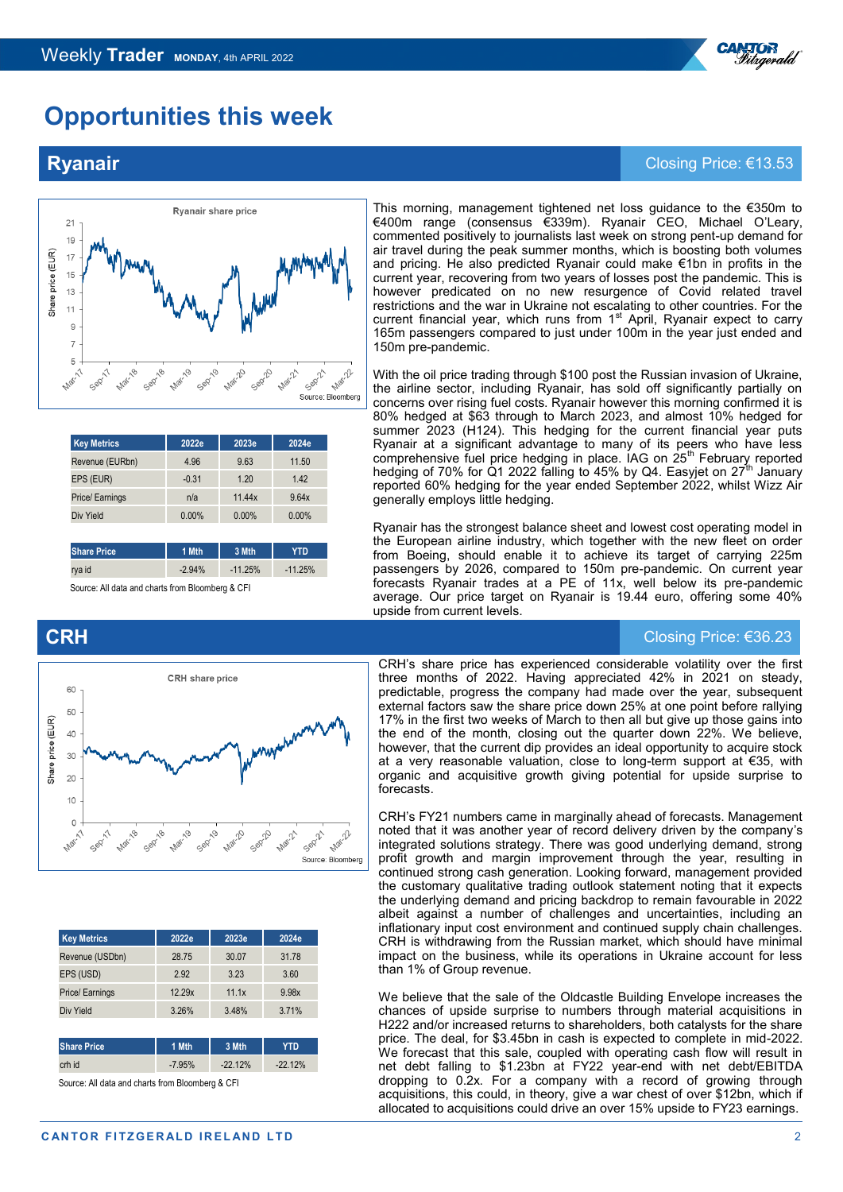# Opportunities this week

## Ryanair

Closing Price: €13.53

Ryanair share price

Source: Bloomberg

| Key Metrics | 2022e | 2023e | 2024e |
|---|---|---|---|
| Revenue (EURbn) | 4.96 | 9.63 | 11.50 |
| EPS (EUR) | -0.31 | 1.20 | 1.42 |
| Price/ Earnings | n/a | 11.44x | 9.64x |
| Div Yield | 0.00% | 0.00% | 0.00% |

| Share Price | 1 Mth | 3 Mth | YTD |
|---|---|---|---|
| rya id | -2.94% | -11.25% | -11.25% |

Source: All data and charts from Bloomberg & CFI

This morning, management tightened net loss guidance to the €350m to €400m range (consensus €339m). Ryanair CEO, Michael O'Leary, commented positively to journalists last week on strong pent-up demand for air travel during the peak summer months, which is boosting both volumes and pricing. He also predicted Ryanair could make €1bn in profits in the current year, recovering from two years of losses post the pandemic. This is however predicated on no new resurgence of Covid related travel restrictions and the war in Ukraine not escalating to other countries. For the current financial year, which runs from 1st April, Ryanair expect to carry 165m passengers compared to just under 100m in the year just ended and 150m pre-pandemic.

With the oil price trading through $100 post the Russian invasion of Ukraine, the airline sector, including Ryanair, has sold off significantly partially on concerns over rising fuel costs. Ryanair however this morning confirmed it is 80% hedged at $63 through to March 2023, and almost 10% hedged for summer 2023 (H124). This hedging for the current financial year puts Ryanair at a significant advantage to many of its peers who have less comprehensive fuel price hedging in place. IAG on 25th February reported hedging of 70% for Q1 2022 falling to 45% by Q4. Easyjet on 27th January reported 60% hedging for the year ended September 2022, whilst Wizz Air generally employs little hedging.

Ryanair has the strongest balance sheet and lowest cost operating model in the European airline industry, which together with the new fleet on order from Boeing, should enable it to achieve its target of carrying 225m passengers by 2026, compared to 150m pre-pandemic. On current year forecasts Ryanair trades at a PE of 11x, well below its pre-pandemic average. Our price target on Ryanair is 19.44 euro, offering some 40% upside from current levels.

## CRH

Closing Price: €36.23

CRH share price

Source: Bloomberg

| Key Metrics | 2022e | 2023e | 2024e |
|---|---|---|---|
| Revenue (USDbn) | 28.75 | 30.07 | 31.78 |
| EPS (USD) | 2.92 | 3.23 | 3.60 |
| Price/ Earnings | 12.29x | 11.1x | 9.98x |
| Div Yield | 3.26% | 3.48% | 3.71% |

| Share Price | 1 Mth | 3 Mth | YTD |
|---|---|---|---|
| crh id | -7.95% | -22.12% | -22.12% |

Source: All data and charts from Bloomberg & CFI

CRH's share price has experienced considerable volatility over the first three months of 2022. Having appreciated 42% in 2021 on steady, predictable, progress the company had made over the year, subsequent external factors saw the share price down 25% at one point before rallying 17% in the first two weeks of March to then all but give up those gains into the end of the month, closing out the quarter down 22%. We believe, however, that the current dip provides an ideal opportunity to acquire stock at a very reasonable valuation, close to long-term support at €35, with organic and acquisitive growth giving potential for upside surprise to forecasts.

CRH's FY21 numbers came in marginally ahead of forecasts. Management noted that it was another year of record delivery driven by the company's integrated solutions strategy. There was good underlying demand, strong profit growth and margin improvement through the year, resulting in continued strong cash generation. Looking forward, management provided the customary qualitative trading outlook statement noting that it expects the underlying demand and pricing backdrop to remain favourable in 2022 albeit against a number of challenges and uncertainties, including an inflationary input cost environment and continued supply chain challenges. CRH is withdrawing from the Russian market, which should have minimal impact on the business, while its operations in Ukraine account for less than 1% of Group revenue.

We believe that the sale of the Oldcastle Building Envelope increases the chances of upside surprise to numbers through material acquisitions in H222 and/or increased returns to shareholders, both catalysts for the share price. The deal, for $3.45bn in cash is expected to complete in mid-2022. We forecast that this sale, coupled with operating cash flow will result in net debt falling to $1.23bn at FY22 year-end with net debt/EBITDA dropping to 0.2x. For a company with a record of growing through acquisitions, this could, in theory, give a war chest of over $12bn, which if allocated to acquisitions could drive an over 15% upside to FY23 earnings.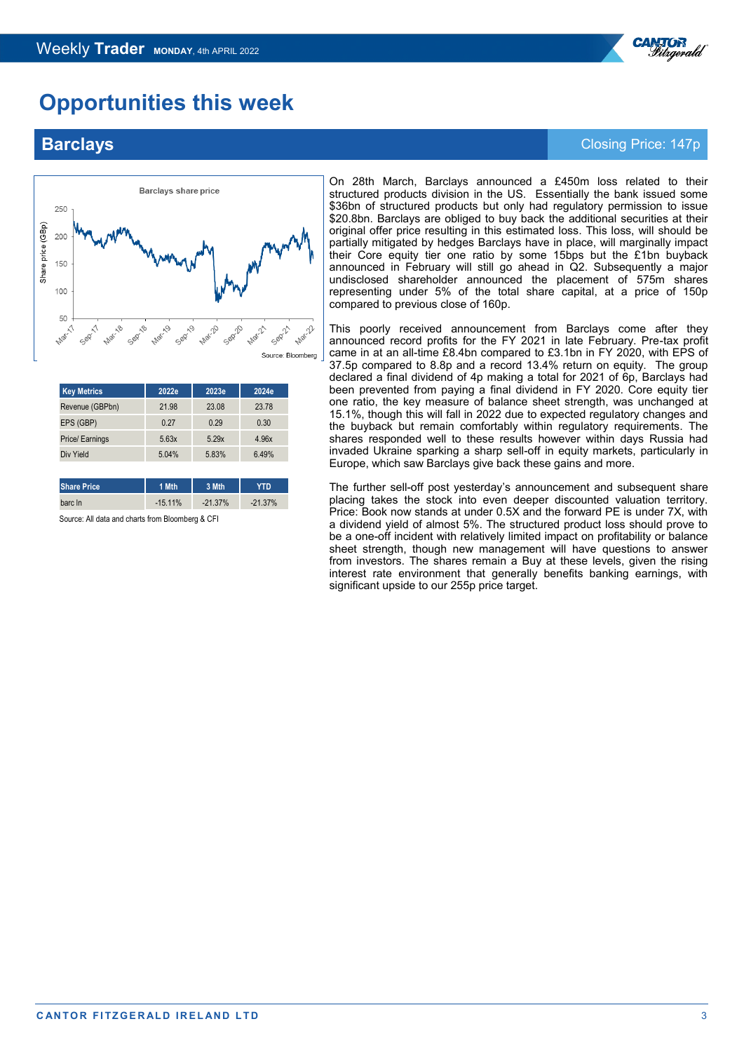# Opportunities this week

## Barclays

Closing Price: 147p

Barclays share price

Source: Bloomberg

| Key Metrics | 2022e | 2023e | 2024e |
|---|---|---|---|
| Revenue (GBPbn) | 21.98 | 23.08 | 23.78 |
| EPS (GBP) | 0.27 | 0.29 | 0.30 |
| Price/ Earnings | 5.63x | 5.29x | 4.96x |
| Div Yield | 5.04% | 5.83% | 6.49% |

| Share Price | 1 Mth | 3 Mth | YTD |
|---|---|---|---|
| barc ln | -15.11% | -21.37% | -21.37% |

Source: All data and charts from Bloomberg & CFI

On 28th March, Barclays announced a £450m loss related to their structured products division in the US. Essentially the bank issued some $36bn of structured products but only had regulatory permission to issue $20.8bn. Barclays are obliged to buy back the additional securities at their original offer price resulting in this estimated loss. This loss, will should be partially mitigated by hedges Barclays have in place, will marginally impact their Core equity tier one ratio by some 15bps but the £1bn buyback announced in February will still go ahead in Q2. Subsequently a major undisclosed shareholder announced the placement of 575m shares representing under 5% of the total share capital, at a price of 150p compared to previous close of 160p.

This poorly received announcement from Barclays come after they announced record profits for the FY 2021 in late February. Pre-tax profit came in at an all-time £8.4bn compared to £3.1bn in FY 2020, with EPS of 37.5p compared to 8.8p and a record 13.4% return on equity. The group declared a final dividend of 4p making a total for 2021 of 6p, Barclays had been prevented from paying a final dividend in FY 2020. Core equity tier one ratio, the key measure of balance sheet strength, was unchanged at 15.1%, though this will fall in 2022 due to expected regulatory changes and the buyback but remain comfortably within regulatory requirements. The shares responded well to these results however within days Russia had invaded Ukraine sparking a sharp sell-off in equity markets, particularly in Europe, which saw Barclays give back these gains and more.

The further sell-off post yesterday's announcement and subsequent share placing takes the stock into even deeper discounted valuation territory. Price: Book now stands at under 0.5X and the forward PE is under 7X, with a dividend yield of almost 5%. The structured product loss should prove to be a one-off incident with relatively limited impact on profitability or balance sheet strength, though new management will have questions to answer from investors. The shares remain a Buy at these levels, given the rising interest rate environment that generally benefits banking earnings, with significant upside to our 255p price target.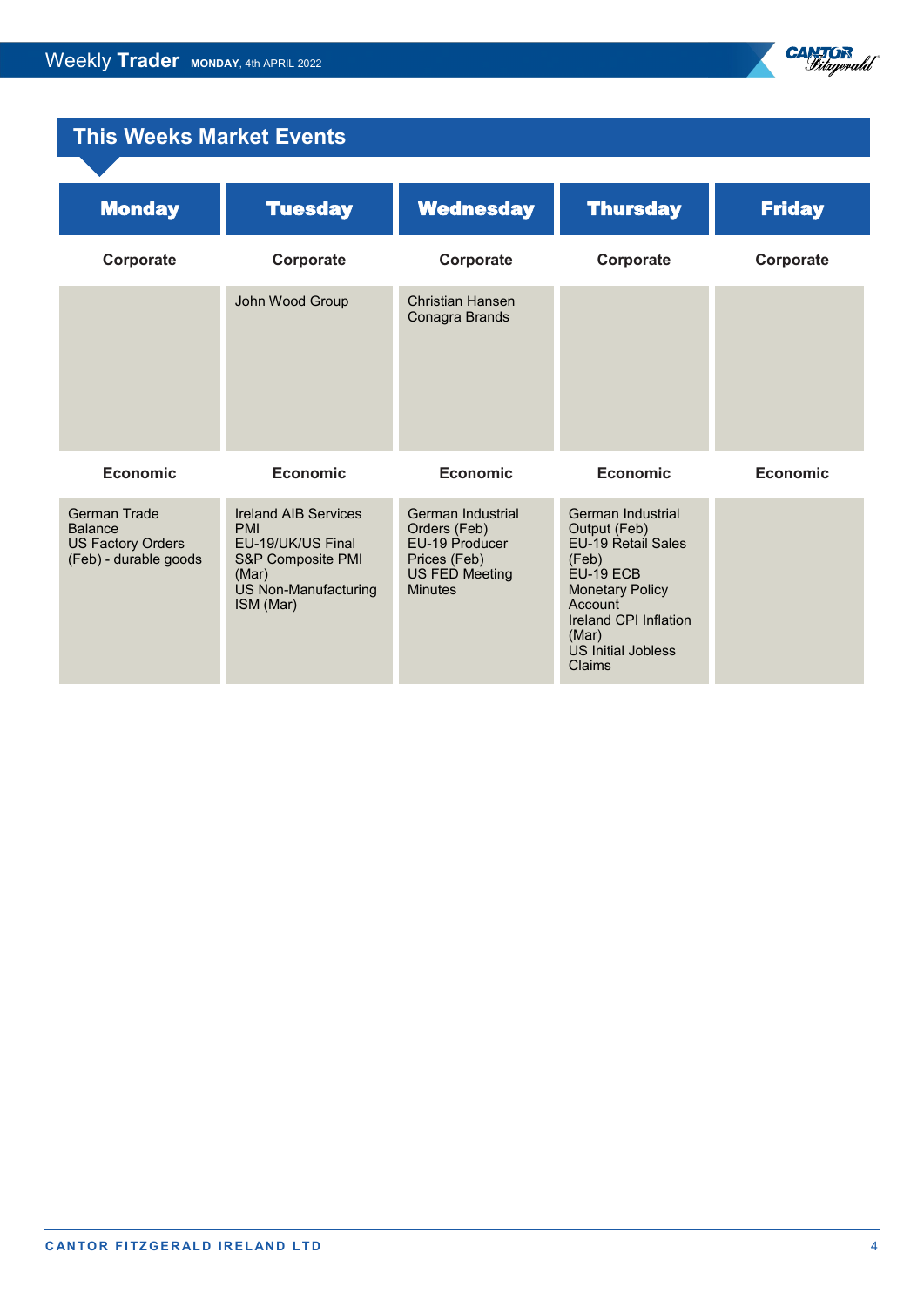## This Weeks Market Events

| Monday | Tuesday | Wednesday | Thursday | Friday |
|---|---|---|---|---|
| **Corporate** | **Corporate** | **Corporate** | **Corporate** | **Corporate** |
| | John Wood Group | Christian Hansen<br>Conagra Brands | | |
| **Economic** | **Economic** | **Economic** | **Economic** | **Economic** |
| German Trade Balance<br>US Factory Orders (Feb) - durable goods | Ireland AIB Services PMI<br>EU-19/UK/US Final S&P Composite PMI (Mar)<br>US Non-Manufacturing ISM (Mar) | German Industrial Orders (Feb)<br>EU-19 Producer Prices (Feb)<br>US FED Meeting Minutes | German Industrial Output (Feb)<br>EU-19 Retail Sales (Feb)<br>EU-19 ECB Monetary Policy Account<br>Ireland CPI Inflation (Mar)<br>US Initial Jobless Claims | |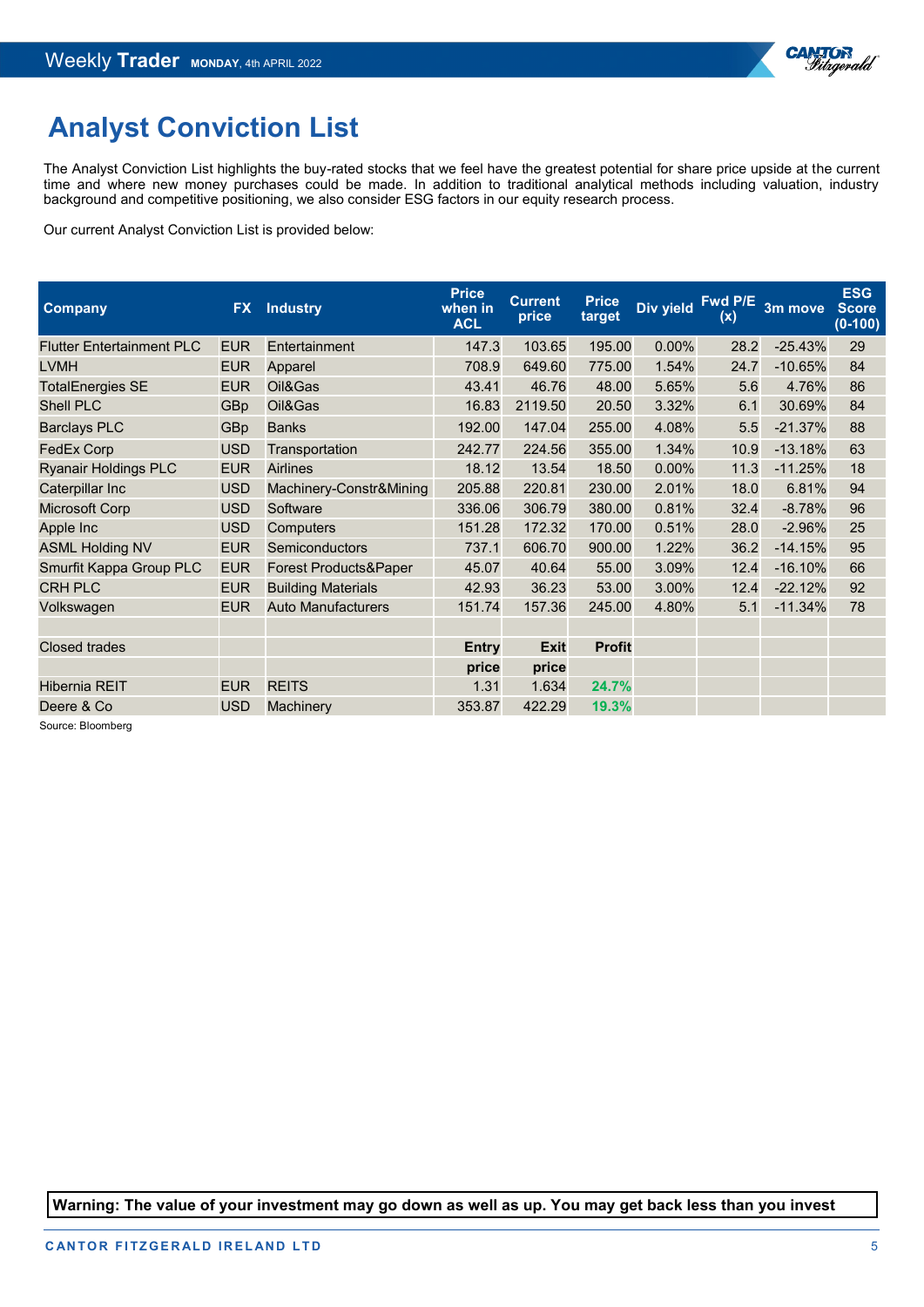# Analyst Conviction List

The Analyst Conviction List highlights the buy-rated stocks that we feel have the greatest potential for share price upside at the current time and where new money purchases could be made. In addition to traditional analytical methods including valuation, industry background and competitive positioning, we also consider ESG factors in our equity research process.

Our current Analyst Conviction List is provided below:

| Company | FX | Industry | Price when in ACL | Current price | Price target | Div yield | Fwd P/E (x) | 3m move | ESG Score (0-100) |
|---|---|---|---|---|---|---|---|---|---|
| Flutter Entertainment PLC | EUR | Entertainment | 147.3 | 103.65 | 195.00 | 0.00% | 28.2 | -25.43% | 29 |
| LVMH | EUR | Apparel | 708.9 | 649.60 | 775.00 | 1.54% | 24.7 | -10.65% | 84 |
| TotalEnergies SE | EUR | Oil&Gas | 43.41 | 46.76 | 48.00 | 5.65% | 5.6 | 4.76% | 86 |
| Shell PLC | GBp | Oil&Gas | 16.83 | 2119.50 | 20.50 | 3.32% | 6.1 | 30.69% | 84 |
| Barclays PLC | GBp | Banks | 192.00 | 147.04 | 255.00 | 4.08% | 5.5 | -21.37% | 88 |
| FedEx Corp | USD | Transportation | 242.77 | 224.56 | 355.00 | 1.34% | 10.9 | -13.18% | 63 |
| Ryanair Holdings PLC | EUR | Airlines | 18.12 | 13.54 | 18.50 | 0.00% | 11.3 | -11.25% | 18 |
| Caterpillar Inc | USD | Machinery-Constr&Mining | 205.88 | 220.81 | 230.00 | 2.01% | 18.0 | 6.81% | 94 |
| Microsoft Corp | USD | Software | 336.06 | 306.79 | 380.00 | 0.81% | 32.4 | -8.78% | 96 |
| Apple Inc | USD | Computers | 151.28 | 172.32 | 170.00 | 0.51% | 28.0 | -2.96% | 25 |
| ASML Holding NV | EUR | Semiconductors | 737.1 | 606.70 | 900.00 | 1.22% | 36.2 | -14.15% | 95 |
| Smurfit Kappa Group PLC | EUR | Forest Products&Paper | 45.07 | 40.64 | 55.00 | 3.09% | 12.4 | -16.10% | 66 |
| CRH PLC | EUR | Building Materials | 42.93 | 36.23 | 53.00 | 3.00% | 12.4 | -22.12% | 92 |
| Volkswagen | EUR | Auto Manufacturers | 151.74 | 157.36 | 245.00 | 4.80% | 5.1 | -11.34% | 78 |
| | | | | | | | | | |
| Closed trades | | | **Entry price** | **Exit price** | **Profit** | | | | |
| Hibernia REIT | EUR | REITS | 1.31 | 1.634 | 24.7% | | | | |
| Deere & Co | USD | Machinery | 353.87 | 422.29 | 19.3% | | | | |

Source: Bloomberg

**Warning: The value of your investment may go down as well as up. You may get back less than you invest**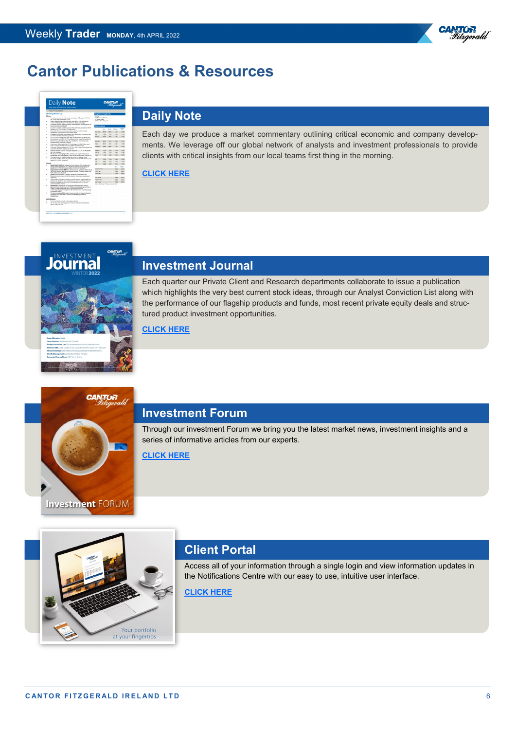# Cantor Publications & Resources

## Daily Note

Each day we produce a market commentary outlining critical economic and company developments. We leverage off our global network of analysts and investment professionals to provide clients with critical insights from our local teams first thing in the morning.

CLICK HERE

## Investment Journal

Each quarter our Private Client and Research departments collaborate to issue a publication which highlights the very best current stock ideas, through our Analyst Conviction List along with the performance of our flagship products and funds, most recent private equity deals and structured product investment opportunities.

CLICK HERE

## Investment Forum

Through our investment Forum we bring you the latest market news, investment insights and a series of informative articles from our experts.

CLICK HERE

## Client Portal

Access all of your information through a single login and view information updates in the Notifications Centre with our easy to use, intuitive user interface.

CLICK HERE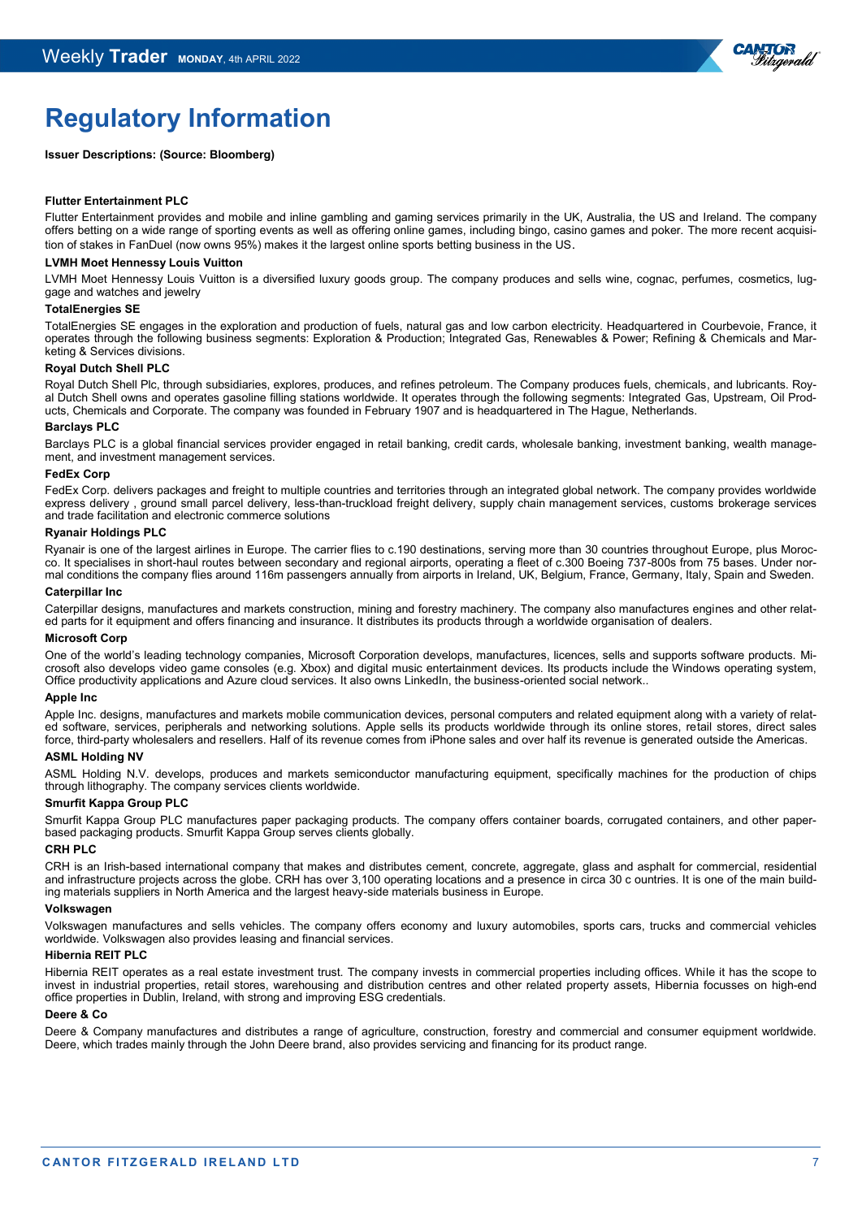# Regulatory Information

**Issuer Descriptions: (Source: Bloomberg)**

**Flutter Entertainment PLC**

Flutter Entertainment provides and mobile and inline gambling and gaming services primarily in the UK, Australia, the US and Ireland. The company offers betting on a wide range of sporting events as well as offering online games, including bingo, casino games and poker. The more recent acquisition of stakes in FanDuel (now owns 95%) makes it the largest online sports betting business in the US.

**LVMH Moet Hennessy Louis Vuitton**

LVMH Moet Hennessy Louis Vuitton is a diversified luxury goods group. The company produces and sells wine, cognac, perfumes, cosmetics, luggage and watches and jewelry

**TotalEnergies SE**

TotalEnergies SE engages in the exploration and production of fuels, natural gas and low carbon electricity. Headquartered in Courbevoie, France, it operates through the following business segments: Exploration & Production; Integrated Gas, Renewables & Power; Refining & Chemicals and Marketing & Services divisions.

**Royal Dutch Shell PLC**

Royal Dutch Shell Plc, through subsidiaries, explores, produces, and refines petroleum. The Company produces fuels, chemicals, and lubricants. Royal Dutch Shell owns and operates gasoline filling stations worldwide. It operates through the following segments: Integrated Gas, Upstream, Oil Products, Chemicals and Corporate. The company was founded in February 1907 and is headquartered in The Hague, Netherlands.

**Barclays PLC**

Barclays PLC is a global financial services provider engaged in retail banking, credit cards, wholesale banking, investment banking, wealth management, and investment management services.

**FedEx Corp**

FedEx Corp. delivers packages and freight to multiple countries and territories through an integrated global network. The company provides worldwide express delivery , ground small parcel delivery, less-than-truckload freight delivery, supply chain management services, customs brokerage services and trade facilitation and electronic commerce solutions

**Ryanair Holdings PLC**

Ryanair is one of the largest airlines in Europe. The carrier flies to c.190 destinations, serving more than 30 countries throughout Europe, plus Morocco. It specialises in short-haul routes between secondary and regional airports, operating a fleet of c.300 Boeing 737-800s from 75 bases. Under normal conditions the company flies around 116m passengers annually from airports in Ireland, UK, Belgium, France, Germany, Italy, Spain and Sweden.

**Caterpillar Inc**

Caterpillar designs, manufactures and markets construction, mining and forestry machinery. The company also manufactures engines and other related parts for it equipment and offers financing and insurance. It distributes its products through a worldwide organisation of dealers.

**Microsoft Corp**

One of the world's leading technology companies, Microsoft Corporation develops, manufactures, licences, sells and supports software products. Microsoft also develops video game consoles (e.g. Xbox) and digital music entertainment devices. Its products include the Windows operating system, Office productivity applications and Azure cloud services. It also owns LinkedIn, the business-oriented social network..

**Apple Inc**

Apple Inc. designs, manufactures and markets mobile communication devices, personal computers and related equipment along with a variety of related software, services, peripherals and networking solutions. Apple sells its products worldwide through its online stores, retail stores, direct sales force, third-party wholesalers and resellers. Half of its revenue comes from iPhone sales and over half its revenue is generated outside the Americas.

**ASML Holding NV**

ASML Holding N.V. develops, produces and markets semiconductor manufacturing equipment, specifically machines for the production of chips through lithography. The company services clients worldwide.

**Smurfit Kappa Group PLC**

Smurfit Kappa Group PLC manufactures paper packaging products. The company offers container boards, corrugated containers, and other paper-based packaging products. Smurfit Kappa Group serves clients globally.

**CRH PLC**

CRH is an Irish-based international company that makes and distributes cement, concrete, aggregate, glass and asphalt for commercial, residential and infrastructure projects across the globe. CRH has over 3,100 operating locations and a presence in circa 30 c ountries. It is one of the main building materials suppliers in North America and the largest heavy-side materials business in Europe.

**Volkswagen**

Volkswagen manufactures and sells vehicles. The company offers economy and luxury automobiles, sports cars, trucks and commercial vehicles worldwide. Volkswagen also provides leasing and financial services.

**Hibernia REIT PLC**

Hibernia REIT operates as a real estate investment trust. The company invests in commercial properties including offices. While it has the scope to invest in industrial properties, retail stores, warehousing and distribution centres and other related property assets, Hibernia focusses on high-end office properties in Dublin, Ireland, with strong and improving ESG credentials.

**Deere & Co**

Deere & Company manufactures and distributes a range of agriculture, construction, forestry and commercial and consumer equipment worldwide. Deere, which trades mainly through the John Deere brand, also provides servicing and financing for its product range.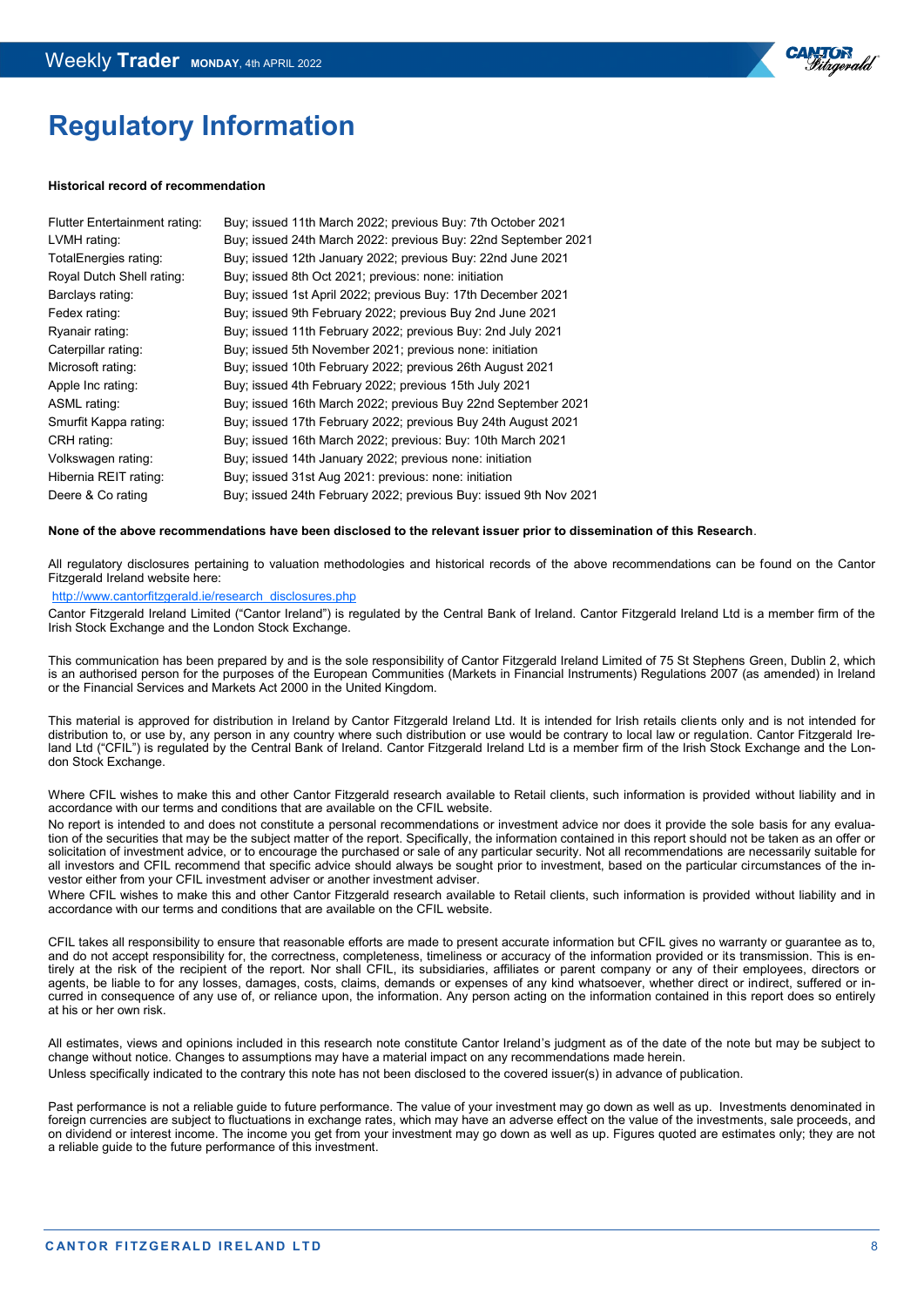# Regulatory Information

**Historical record of recommendation**

| | |
|---|---|
| Flutter Entertainment rating: | Buy; issued 11th March 2022; previous Buy: 7th October 2021 |
| LVMH rating: | Buy; issued 24th March 2022: previous Buy: 22nd September 2021 |
| TotalEnergies rating: | Buy; issued 12th January 2022; previous Buy: 22nd June 2021 |
| Royal Dutch Shell rating: | Buy; issued 8th Oct 2021; previous: none: initiation |
| Barclays rating: | Buy; issued 1st April 2022; previous Buy: 17th December 2021 |
| Fedex rating: | Buy; issued 9th February 2022; previous Buy 2nd June 2021 |
| Ryanair rating: | Buy; issued 11th February 2022; previous Buy: 2nd July 2021 |
| Caterpillar rating: | Buy; issued 5th November 2021; previous none: initiation |
| Microsoft rating: | Buy; issued 10th February 2022; previous 26th August 2021 |
| Apple Inc rating: | Buy; issued 4th February 2022; previous 15th July 2021 |
| ASML rating: | Buy; issued 16th March 2022; previous Buy 22nd September 2021 |
| Smurfit Kappa rating: | Buy; issued 17th February 2022; previous Buy 24th August 2021 |
| CRH rating: | Buy; issued 16th March 2022; previous: Buy: 10th March 2021 |
| Volkswagen rating: | Buy; issued 14th January 2022; previous none: initiation |
| Hibernia REIT rating: | Buy; issued 31st Aug 2021: previous: none: initiation |
| Deere & Co rating | Buy; issued 24th February 2022; previous Buy: issued 9th Nov 2021 |

**None of the above recommendations have been disclosed to the relevant issuer prior to dissemination of this Research**.

All regulatory disclosures pertaining to valuation methodologies and historical records of the above recommendations can be found on the Cantor Fitzgerald Ireland website here:

http://www.cantorfitzgerald.ie/research_disclosures.php

Cantor Fitzgerald Ireland Limited ("Cantor Ireland") is regulated by the Central Bank of Ireland. Cantor Fitzgerald Ireland Ltd is a member firm of the Irish Stock Exchange and the London Stock Exchange.

This communication has been prepared by and is the sole responsibility of Cantor Fitzgerald Ireland Limited of 75 St Stephens Green, Dublin 2, which is an authorised person for the purposes of the European Communities (Markets in Financial Instruments) Regulations 2007 (as amended) in Ireland or the Financial Services and Markets Act 2000 in the United Kingdom.

This material is approved for distribution in Ireland by Cantor Fitzgerald Ireland Ltd. It is intended for Irish retails clients only and is not intended for distribution to, or use by, any person in any country where such distribution or use would be contrary to local law or regulation. Cantor Fitzgerald Ireland Ltd ("CFIL") is regulated by the Central Bank of Ireland. Cantor Fitzgerald Ireland Ltd is a member firm of the Irish Stock Exchange and the London Stock Exchange.

Where CFIL wishes to make this and other Cantor Fitzgerald research available to Retail clients, such information is provided without liability and in accordance with our terms and conditions that are available on the CFIL website.

No report is intended to and does not constitute a personal recommendations or investment advice nor does it provide the sole basis for any evaluation of the securities that may be the subject matter of the report. Specifically, the information contained in this report should not be taken as an offer or solicitation of investment advice, or to encourage the purchased or sale of any particular security. Not all recommendations are necessarily suitable for all investors and CFIL recommend that specific advice should always be sought prior to investment, based on the particular circumstances of the investor either from your CFIL investment adviser or another investment adviser.

Where CFIL wishes to make this and other Cantor Fitzgerald research available to Retail clients, such information is provided without liability and in accordance with our terms and conditions that are available on the CFIL website.

CFIL takes all responsibility to ensure that reasonable efforts are made to present accurate information but CFIL gives no warranty or guarantee as to, and do not accept responsibility for, the correctness, completeness, timeliness or accuracy of the information provided or its transmission. This is entirely at the risk of the recipient of the report. Nor shall CFIL, its subsidiaries, affiliates or parent company or any of their employees, directors or agents, be liable to for any losses, damages, costs, claims, demands or expenses of any kind whatsoever, whether direct or indirect, suffered or incurred in consequence of any use of, or reliance upon, the information. Any person acting on the information contained in this report does so entirely at his or her own risk.

All estimates, views and opinions included in this research note constitute Cantor Ireland's judgment as of the date of the note but may be subject to change without notice. Changes to assumptions may have a material impact on any recommendations made herein.

Unless specifically indicated to the contrary this note has not been disclosed to the covered issuer(s) in advance of publication.

Past performance is not a reliable guide to future performance. The value of your investment may go down as well as up. Investments denominated in foreign currencies are subject to fluctuations in exchange rates, which may have an adverse effect on the value of the investments, sale proceeds, and on dividend or interest income. The income you get from your investment may go down as well as up. Figures quoted are estimates only; they are not a reliable guide to the future performance of this investment.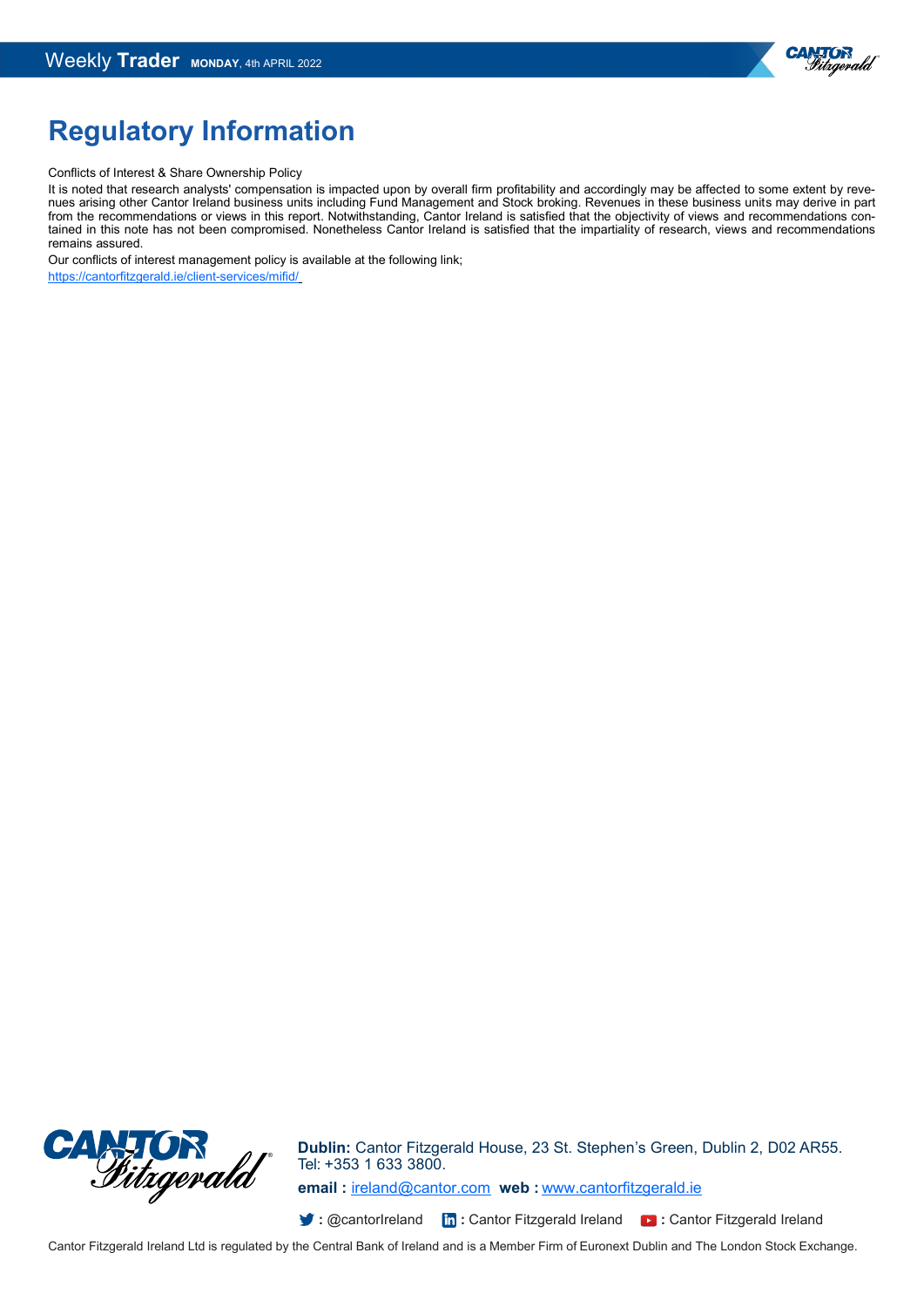# Regulatory Information

Conflicts of Interest & Share Ownership Policy

It is noted that research analysts' compensation is impacted upon by overall firm profitability and accordingly may be affected to some extent by revenues arising other Cantor Ireland business units including Fund Management and Stock broking. Revenues in these business units may derive in part from the recommendations or views in this report. Notwithstanding, Cantor Ireland is satisfied that the objectivity of views and recommendations contained in this note has not been compromised. Nonetheless Cantor Ireland is satisfied that the impartiality of research, views and recommendations remains assured.

Our conflicts of interest management policy is available at the following link;

https://cantorfitzgerald.ie/client-services/mifid/

**Dublin:** Cantor Fitzgerald House, 23 St. Stephen's Green, Dublin 2, D02 AR55.
Tel: +353 1 633 3800.

**email :** ireland@cantor.com **web :** www.cantorfitzgerald.ie

: @cantorIreland : Cantor Fitzgerald Ireland : Cantor Fitzgerald Ireland

Cantor Fitzgerald Ireland Ltd is regulated by the Central Bank of Ireland and is a Member Firm of Euronext Dublin and The London Stock Exchange.